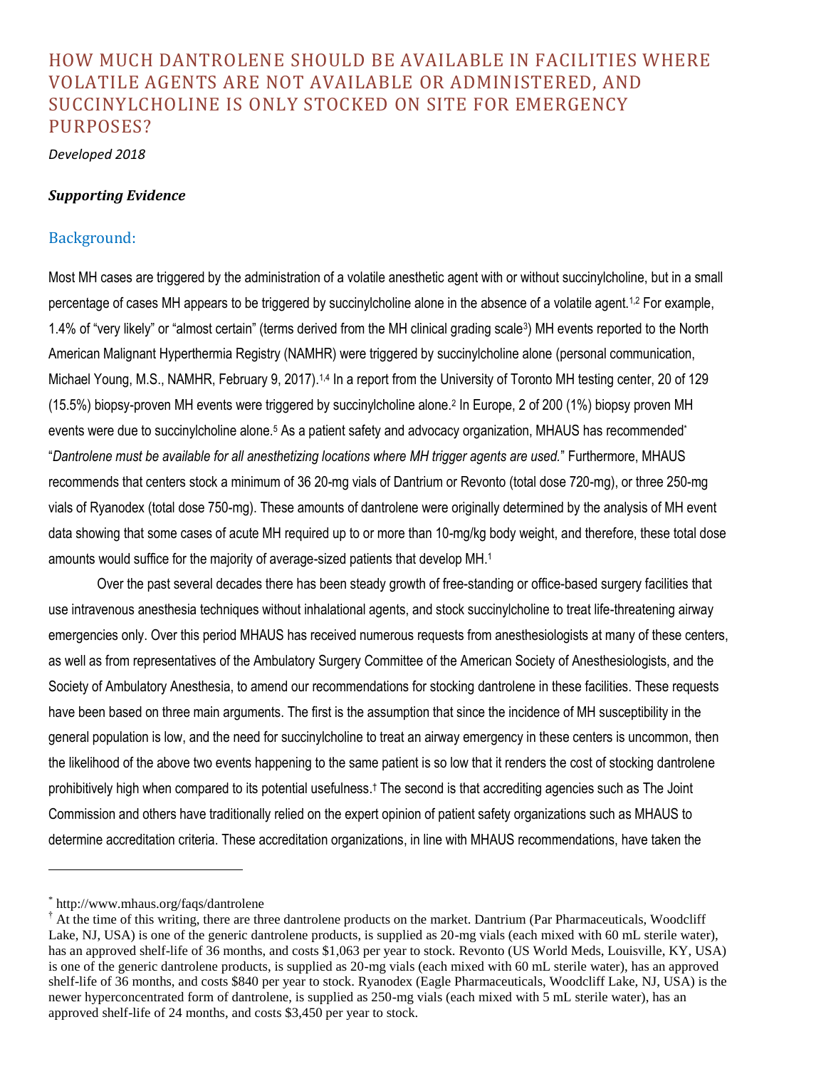# HOW MUCH DANTROLENE SHOULD BE AVAILABLE IN FACILITIES WHERE VOLATILE AGENTS ARE NOT AVAILABLE OR ADMINISTERED, AND SUCCINYLCHOLINE IS ONLY STOCKED ON SITE FOR EMERGENCY PURPOSES?

*Developed 2018*

***Supporting Evidence***

## Background:

Most MH cases are triggered by the administration of a volatile anesthetic agent with or without succinylcholine, but in a small percentage of cases MH appears to be triggered by succinylcholine alone in the absence of a volatile agent.[1,2] For example, 1.4% of "very likely" or "almost certain" (terms derived from the MH clinical grading scale[3]) MH events reported to the North American Malignant Hyperthermia Registry (NAMHR) were triggered by succinylcholine alone (personal communication, Michael Young, M.S., NAMHR, February 9, 2017).[1,4] In a report from the University of Toronto MH testing center, 20 of 129 (15.5%) biopsy-proven MH events were triggered by succinylcholine alone.[2] In Europe, 2 of 200 (1%) biopsy proven MH events were due to succinylcholine alone.[5] As a patient safety and advocacy organization, MHAUS has recommended[*] "*Dantrolene must be available for all anesthetizing locations where MH trigger agents are used.*" Furthermore, MHAUS recommends that centers stock a minimum of 36 20-mg vials of Dantrium or Revonto (total dose 720-mg), or three 250-mg vials of Ryanodex (total dose 750-mg). These amounts of dantrolene were originally determined by the analysis of MH event data showing that some cases of acute MH required up to or more than 10-mg/kg body weight, and therefore, these total dose amounts would suffice for the majority of average-sized patients that develop MH.[1]

Over the past several decades there has been steady growth of free-standing or office-based surgery facilities that use intravenous anesthesia techniques without inhalational agents, and stock succinylcholine to treat life-threatening airway emergencies only. Over this period MHAUS has received numerous requests from anesthesiologists at many of these centers, as well as from representatives of the Ambulatory Surgery Committee of the American Society of Anesthesiologists, and the Society of Ambulatory Anesthesia, to amend our recommendations for stocking dantrolene in these facilities. These requests have been based on three main arguments. The first is the assumption that since the incidence of MH susceptibility in the general population is low, and the need for succinylcholine to treat an airway emergency in these centers is uncommon, then the likelihood of the above two events happening to the same patient is so low that it renders the cost of stocking dantrolene prohibitively high when compared to its potential usefulness.[†] The second is that accrediting agencies such as The Joint Commission and others have traditionally relied on the expert opinion of patient safety organizations such as MHAUS to determine accreditation criteria. These accreditation organizations, in line with MHAUS recommendations, have taken the

---

[*] http://www.mhaus.org/faqs/dantrolene

[†] At the time of this writing, there are three dantrolene products on the market. Dantrium (Par Pharmaceuticals, Woodcliff Lake, NJ, USA) is one of the generic dantrolene products, is supplied as 20-mg vials (each mixed with 60 mL sterile water), has an approved shelf-life of 36 months, and costs $1,063 per year to stock. Revonto (US World Meds, Louisville, KY, USA) is one of the generic dantrolene products, is supplied as 20-mg vials (each mixed with 60 mL sterile water), has an approved shelf-life of 36 months, and costs $840 per year to stock. Ryanodex (Eagle Pharmaceuticals, Woodcliff Lake, NJ, USA) is the newer hyperconcentrated form of dantrolene, is supplied as 250-mg vials (each mixed with 5 mL sterile water), has an approved shelf-life of 24 months, and costs $3,450 per year to stock.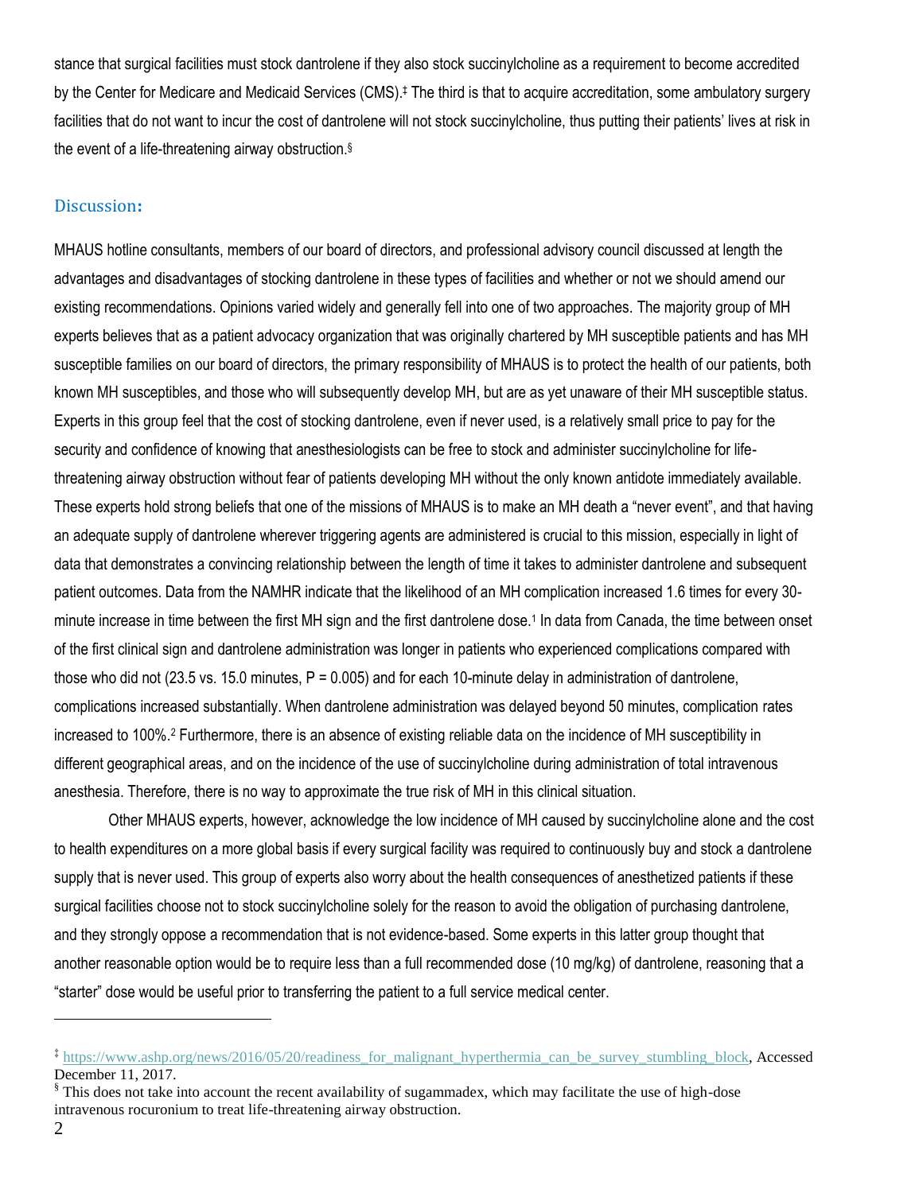stance that surgical facilities must stock dantrolene if they also stock succinylcholine as a requirement to become accredited by the Center for Medicare and Medicaid Services (CMS).[‡] The third is that to acquire accreditation, some ambulatory surgery facilities that do not want to incur the cost of dantrolene will not stock succinylcholine, thus putting their patients' lives at risk in the event of a life-threatening airway obstruction.[§]

## Discussion:

MHAUS hotline consultants, members of our board of directors, and professional advisory council discussed at length the advantages and disadvantages of stocking dantrolene in these types of facilities and whether or not we should amend our existing recommendations. Opinions varied widely and generally fell into one of two approaches. The majority group of MH experts believes that as a patient advocacy organization that was originally chartered by MH susceptible patients and has MH susceptible families on our board of directors, the primary responsibility of MHAUS is to protect the health of our patients, both known MH susceptibles, and those who will subsequently develop MH, but are as yet unaware of their MH susceptible status. Experts in this group feel that the cost of stocking dantrolene, even if never used, is a relatively small price to pay for the security and confidence of knowing that anesthesiologists can be free to stock and administer succinylcholine for life-threatening airway obstruction without fear of patients developing MH without the only known antidote immediately available. These experts hold strong beliefs that one of the missions of MHAUS is to make an MH death a "never event", and that having an adequate supply of dantrolene wherever triggering agents are administered is crucial to this mission, especially in light of data that demonstrates a convincing relationship between the length of time it takes to administer dantrolene and subsequent patient outcomes. Data from the NAMHR indicate that the likelihood of an MH complication increased 1.6 times for every 30-minute increase in time between the first MH sign and the first dantrolene dose.[1] In data from Canada, the time between onset of the first clinical sign and dantrolene administration was longer in patients who experienced complications compared with those who did not (23.5 vs. 15.0 minutes, $P = 0.005$) and for each 10-minute delay in administration of dantrolene, complications increased substantially. When dantrolene administration was delayed beyond 50 minutes, complication rates increased to 100%.[2] Furthermore, there is an absence of existing reliable data on the incidence of MH susceptibility in different geographical areas, and on the incidence of the use of succinylcholine during administration of total intravenous anesthesia. Therefore, there is no way to approximate the true risk of MH in this clinical situation.

Other MHAUS experts, however, acknowledge the low incidence of MH caused by succinylcholine alone and the cost to health expenditures on a more global basis if every surgical facility was required to continuously buy and stock a dantrolene supply that is never used. This group of experts also worry about the health consequences of anesthetized patients if these surgical facilities choose not to stock succinylcholine solely for the reason to avoid the obligation of purchasing dantrolene, and they strongly oppose a recommendation that is not evidence-based. Some experts in this latter group thought that another reasonable option would be to require less than a full recommended dose (10 mg/kg) of dantrolene, reasoning that a "starter" dose would be useful prior to transferring the patient to a full service medical center.

---

[‡] https://www.ashp.org/news/2016/05/20/readiness_for_malignant_hyperthermia_can_be_survey_stumbling_block, Accessed December 11, 2017.

[§] This does not take into account the recent availability of sugammadex, which may facilitate the use of high-dose intravenous rocuronium to treat life-threatening airway obstruction.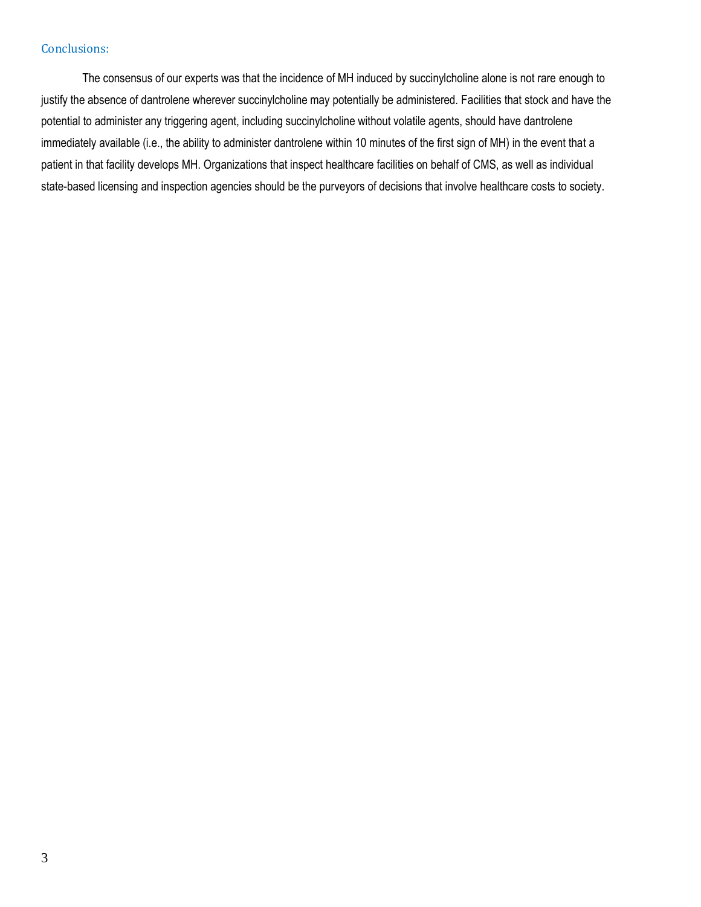## Conclusions:

The consensus of our experts was that the incidence of MH induced by succinylcholine alone is not rare enough to justify the absence of dantrolene wherever succinylcholine may potentially be administered. Facilities that stock and have the potential to administer any triggering agent, including succinylcholine without volatile agents, should have dantrolene immediately available (i.e., the ability to administer dantrolene within 10 minutes of the first sign of MH) in the event that a patient in that facility develops MH. Organizations that inspect healthcare facilities on behalf of CMS, as well as individual state-based licensing and inspection agencies should be the purveyors of decisions that involve healthcare costs to society.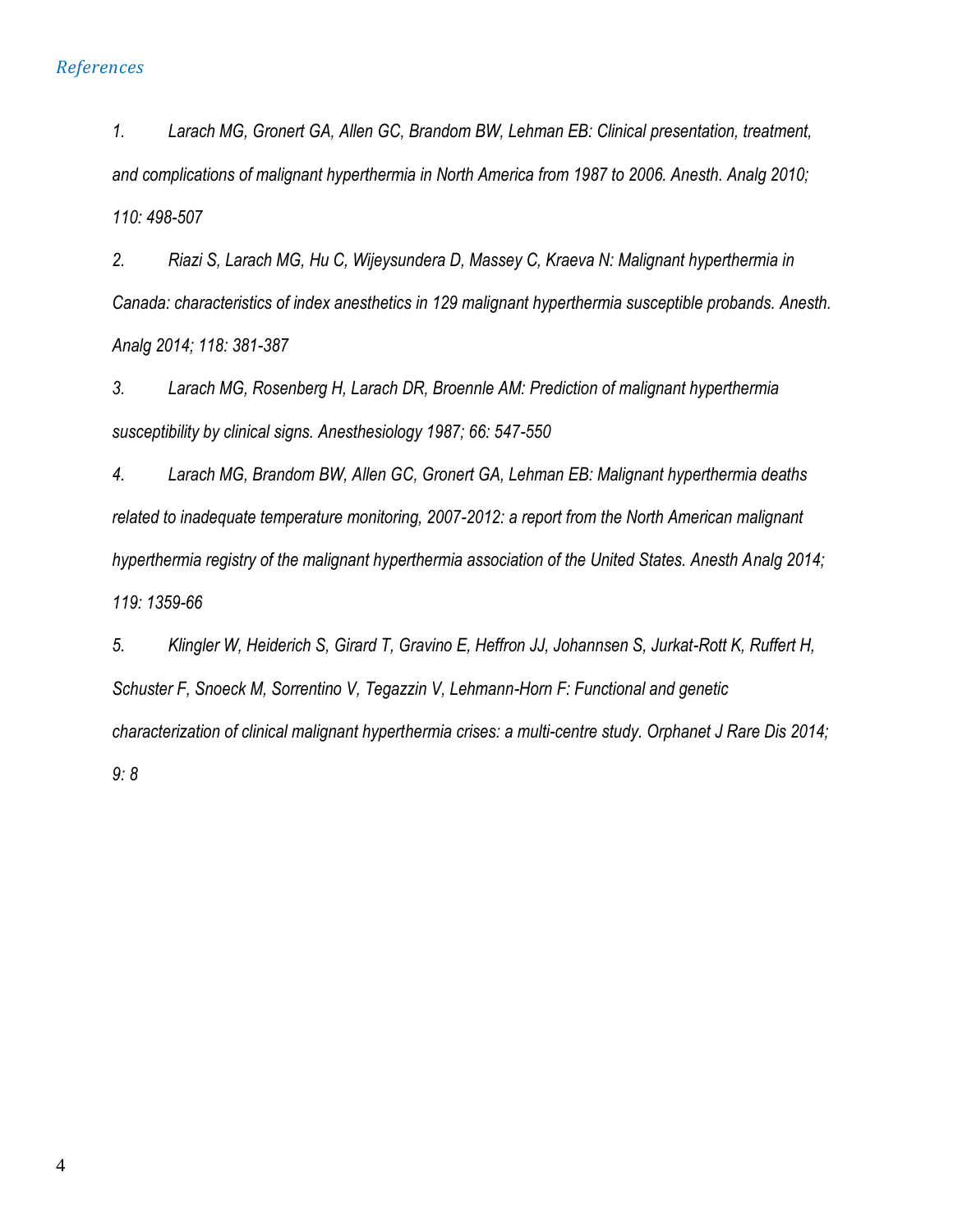## *References*

1. *Larach MG, Gronert GA, Allen GC, Brandom BW, Lehman EB: Clinical presentation, treatment, and complications of malignant hyperthermia in North America from 1987 to 2006. Anesth. Analg 2010; 110: 498-507*

2. *Riazi S, Larach MG, Hu C, Wijeysundera D, Massey C, Kraeva N: Malignant hyperthermia in Canada: characteristics of index anesthetics in 129 malignant hyperthermia susceptible probands. Anesth. Analg 2014; 118: 381-387*

3. *Larach MG, Rosenberg H, Larach DR, Broennle AM: Prediction of malignant hyperthermia susceptibility by clinical signs. Anesthesiology 1987; 66: 547-550*

4. *Larach MG, Brandom BW, Allen GC, Gronert GA, Lehman EB: Malignant hyperthermia deaths related to inadequate temperature monitoring, 2007-2012: a report from the North American malignant hyperthermia registry of the malignant hyperthermia association of the United States. Anesth Analg 2014; 119: 1359-66*

5. *Klingler W, Heiderich S, Girard T, Gravino E, Heffron JJ, Johannsen S, Jurkat-Rott K, Ruffert H, Schuster F, Snoeck M, Sorrentino V, Tegazzin V, Lehmann-Horn F: Functional and genetic characterization of clinical malignant hyperthermia crises: a multi-centre study. Orphanet J Rare Dis 2014; 9: 8*